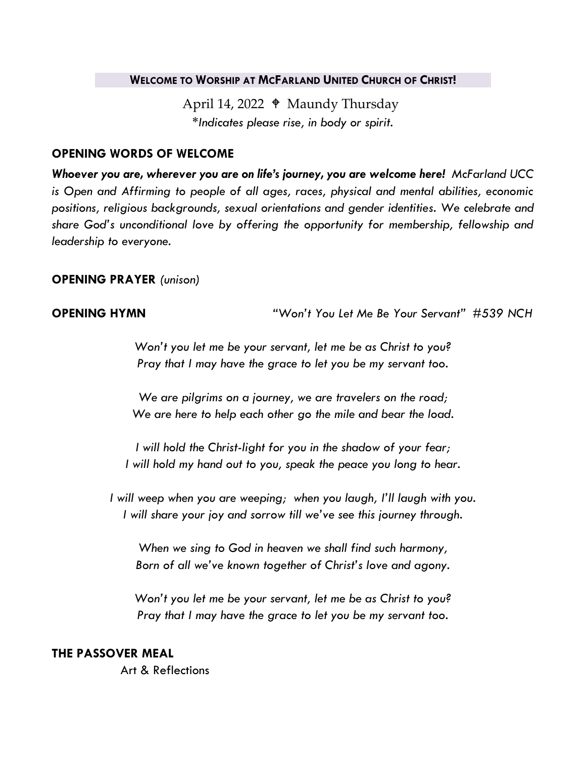## WELCOME TO WORSHIP AT MCFARLAND UNITED CHURCH OF CHRIST!

April 14, 2022 ☩ Maundy Thursday

*\*Indicates please rise, in body or spirit.*

### OPENING WORDS OF WELCOME

***Whoever you are, wherever you are on life's journey, you are welcome here!*** *McFarland UCC is Open and Affirming to people of all ages, races, physical and mental abilities, economic positions, religious backgrounds, sexual orientations and gender identities. We celebrate and share God's unconditional love by offering the opportunity for membership, fellowship and leadership to everyone.*

### OPENING PRAYER *(unison)*

### OPENING HYMN — *"Won't You Let Me Be Your Servant" #539 NCH*

*Won't you let me be your servant, let me be as Christ to you?*
*Pray that I may have the grace to let you be my servant too.*

*We are pilgrims on a journey, we are travelers on the road;*
*We are here to help each other go the mile and bear the load.*

*I will hold the Christ-light for you in the shadow of your fear;*
*I will hold my hand out to you, speak the peace you long to hear.*

*I will weep when you are weeping; when you laugh, I'll laugh with you.*
*I will share your joy and sorrow till we've see this journey through.*

*When we sing to God in heaven we shall find such harmony,*
*Born of all we've known together of Christ's love and agony.*

*Won't you let me be your servant, let me be as Christ to you?*
*Pray that I may have the grace to let you be my servant too.*

### THE PASSOVER MEAL

Art & Reflections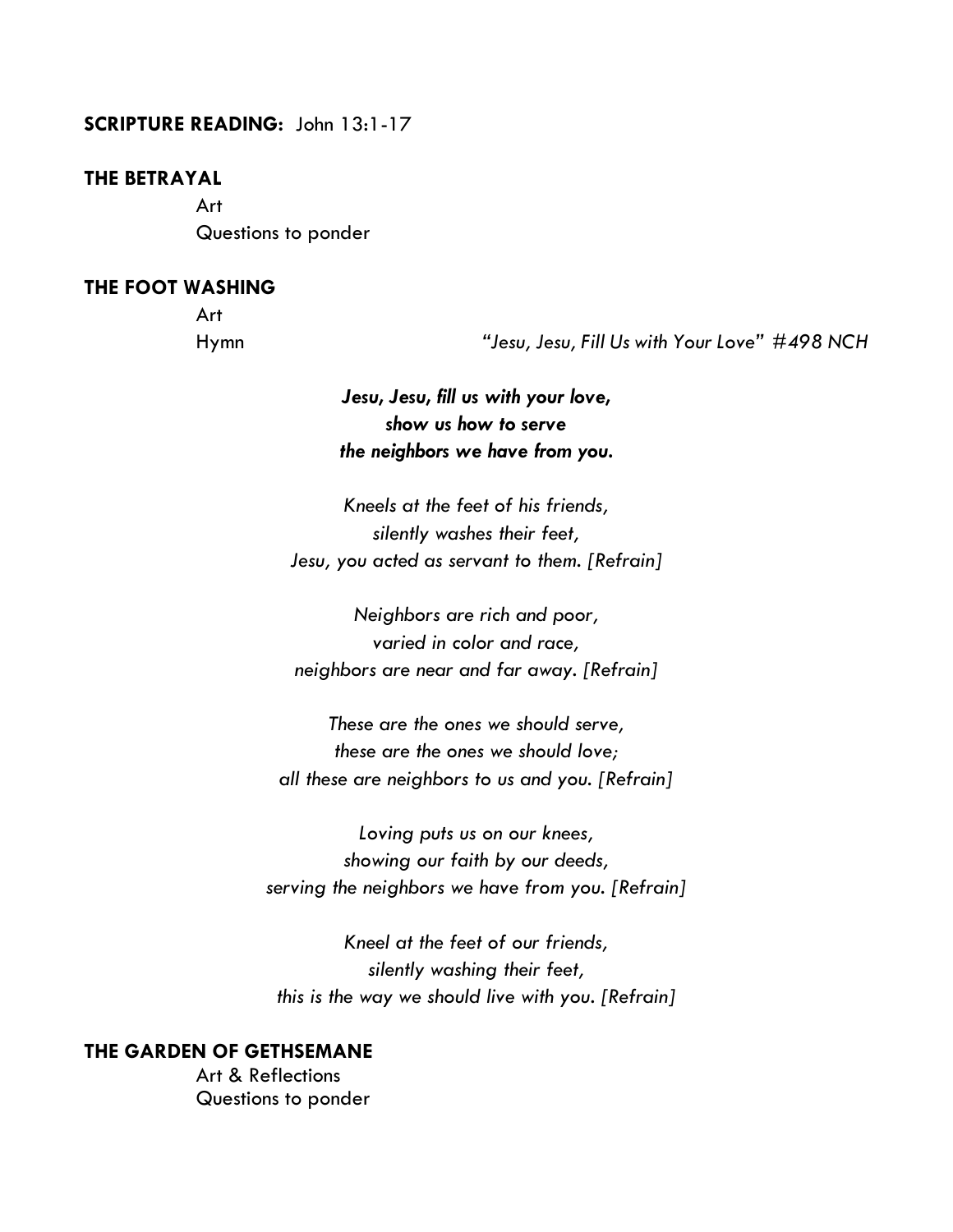**SCRIPTURE READING:** John 13:1-17

**THE BETRAYAL**

Art
Questions to ponder

**THE FOOT WASHING**

Art
Hymn *"Jesu, Jesu, Fill Us with Your Love" #498 NCH*

***Jesu, Jesu, fill us with your love,***
***show us how to serve***
***the neighbors we have from you.***

*Kneels at the feet of his friends,*
*silently washes their feet,*
*Jesu, you acted as servant to them. [Refrain]*

*Neighbors are rich and poor,*
*varied in color and race,*
*neighbors are near and far away. [Refrain]*

*These are the ones we should serve,*
*these are the ones we should love;*
*all these are neighbors to us and you. [Refrain]*

*Loving puts us on our knees,*
*showing our faith by our deeds,*
*serving the neighbors we have from you. [Refrain]*

*Kneel at the feet of our friends,*
*silently washing their feet,*
*this is the way we should live with you. [Refrain]*

**THE GARDEN OF GETHSEMANE**

Art & Reflections
Questions to ponder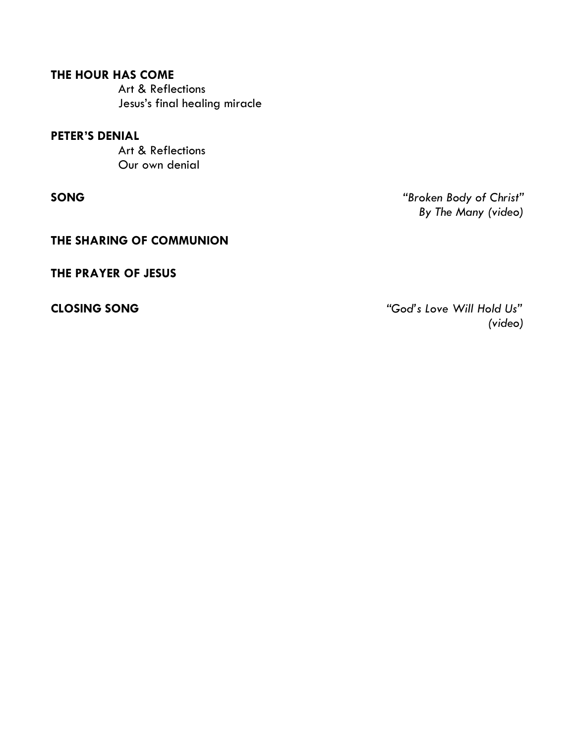**THE HOUR HAS COME**

Art & Reflections
Jesus's final healing miracle

**PETER'S DENIAL**

Art & Reflections
Our own denial

**SONG** *"Broken Body of Christ" By The Many (video)*

**THE SHARING OF COMMUNION**

**THE PRAYER OF JESUS**

**CLOSING SONG** *"God's Love Will Hold Us" (video)*